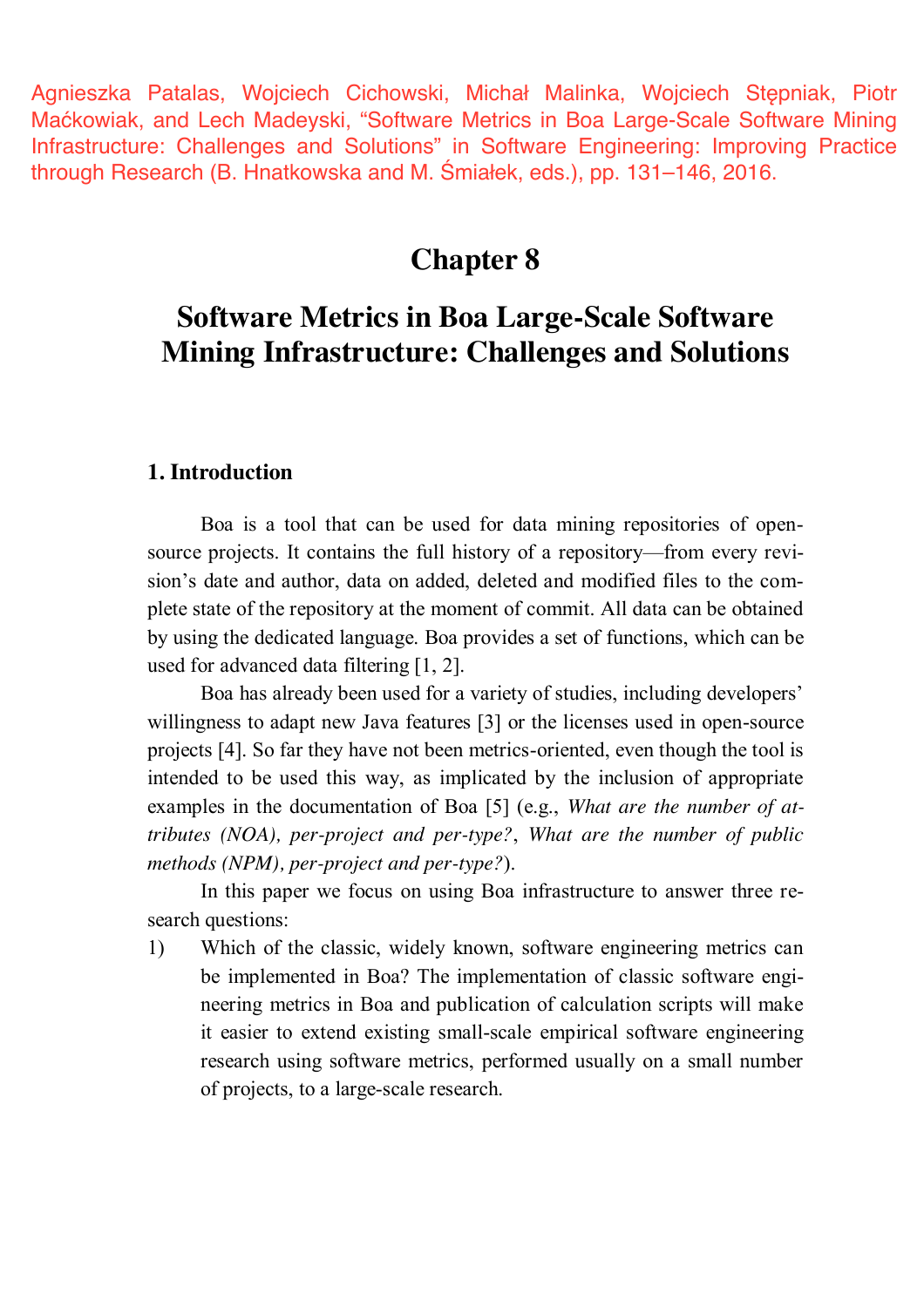Agnieszka Patalas, Wojciech Cichowski, Michał Malinka, Wojciech Stępniak, Piotr Maćkowiak, and Lech Madeyski, "Software Metrics in Boa Large-Scale Software Mining Infrastructure: Challenges and Solutions" in Software Engineering: Improving Practice through Research (B. Hnatkowska and M. Śmiałek, eds.), pp. 131–146, 2016.

# Chapter 8

# Software Metrics in Boa Large-Scale Software Mining Infrastructure: Challenges and Solutions

## 1. Introduction

Boa is a tool that can be used for data mining repositories of open-source projects. It contains the full history of a repository—from every revision's date and author, data on added, deleted and modified files to the complete state of the repository at the moment of commit. All data can be obtained by using the dedicated language. Boa provides a set of functions, which can be used for advanced data filtering [1, 2].

Boa has already been used for a variety of studies, including developers' willingness to adapt new Java features [3] or the licenses used in open-source projects [4]. So far they have not been metrics-oriented, even though the tool is intended to be used this way, as implicated by the inclusion of appropriate examples in the documentation of Boa [5] (e.g., *What are the number of attributes (NOA), per-project and per-type?*, *What are the number of public methods (NPM), per-project and per-type?*).

In this paper we focus on using Boa infrastructure to answer three research questions:

1) Which of the classic, widely known, software engineering metrics can be implemented in Boa? The implementation of classic software engineering metrics in Boa and publication of calculation scripts will make it easier to extend existing small-scale empirical software engineering research using software metrics, performed usually on a small number of projects, to a large-scale research.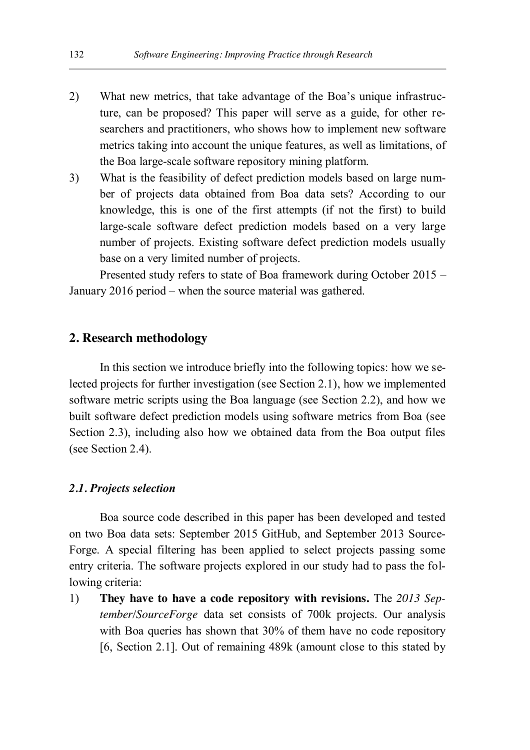2) What new metrics, that take advantage of the Boa's unique infrastructure, can be proposed? This paper will serve as a guide, for other researchers and practitioners, who shows how to implement new software metrics taking into account the unique features, as well as limitations, of the Boa large-scale software repository mining platform.
3) What is the feasibility of defect prediction models based on large number of projects data obtained from Boa data sets? According to our knowledge, this is one of the first attempts (if not the first) to build large-scale software defect prediction models based on a very large number of projects. Existing software defect prediction models usually base on a very limited number of projects.

Presented study refers to state of Boa framework during October 2015 – January 2016 period – when the source material was gathered.

## 2. Research methodology

In this section we introduce briefly into the following topics: how we selected projects for further investigation (see Section 2.1), how we implemented software metric scripts using the Boa language (see Section 2.2), and how we built software defect prediction models using software metrics from Boa (see Section 2.3), including also how we obtained data from the Boa output files (see Section 2.4).

### *2.1. Projects selection*

Boa source code described in this paper has been developed and tested on two Boa data sets: September 2015 GitHub, and September 2013 SourceForge. A special filtering has been applied to select projects passing some entry criteria. The software projects explored in our study had to pass the following criteria:

1) **They have to have a code repository with revisions.** The *2013 September/SourceForge* data set consists of 700k projects. Our analysis with Boa queries has shown that 30% of them have no code repository [6, Section 2.1]. Out of remaining 489k (amount close to this stated by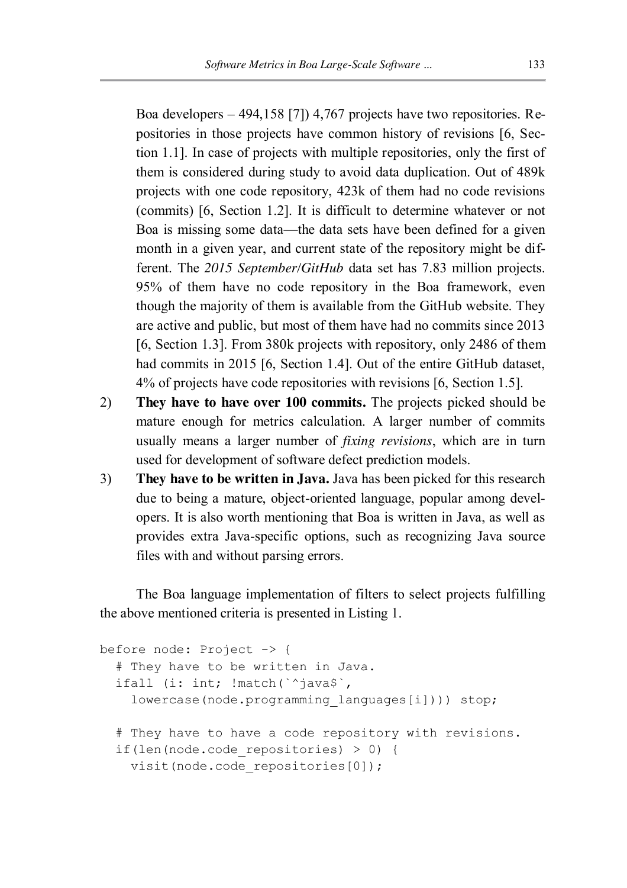Boa developers – 494,158 [7]) 4,767 projects have two repositories. Repositories in those projects have common history of revisions [6, Section 1.1]. In case of projects with multiple repositories, only the first of them is considered during study to avoid data duplication. Out of 489k projects with one code repository, 423k of them had no code revisions (commits) [6, Section 1.2]. It is difficult to determine whatever or not Boa is missing some data—the data sets have been defined for a given month in a given year, and current state of the repository might be different. The *2015 September/GitHub* data set has 7.83 million projects. 95% of them have no code repository in the Boa framework, even though the majority of them is available from the GitHub website. They are active and public, but most of them have had no commits since 2013 [6, Section 1.3]. From 380k projects with repository, only 2486 of them had commits in 2015 [6, Section 1.4]. Out of the entire GitHub dataset, 4% of projects have code repositories with revisions [6, Section 1.5].

2) **They have to have over 100 commits.** The projects picked should be mature enough for metrics calculation. A larger number of commits usually means a larger number of *fixing revisions*, which are in turn used for development of software defect prediction models.

3) **They have to be written in Java.** Java has been picked for this research due to being a mature, object-oriented language, popular among developers. It is also worth mentioning that Boa is written in Java, as well as provides extra Java-specific options, such as recognizing Java source files with and without parsing errors.

The Boa language implementation of filters to select projects fulfilling the above mentioned criteria is presented in Listing 1.

```
before node: Project -> {
  # They have to be written in Java.
  ifall (i: int; !match(`^java$`,
    lowercase(node.programming_languages[i]))) stop;

  # They have to have a code repository with revisions.
  if(len(node.code_repositories) > 0) {
    visit(node.code_repositories[0]);
```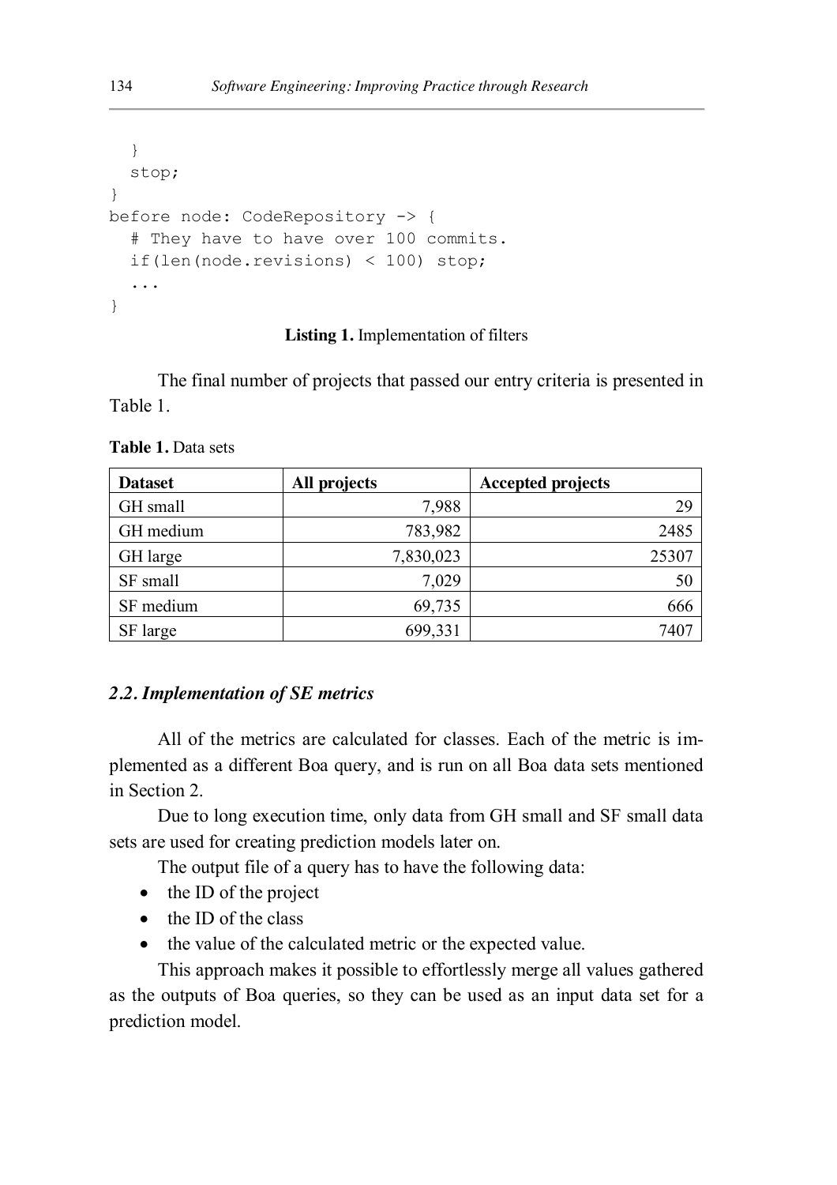```
  }
  stop;
}
before node: CodeRepository -> {
  # They have to have over 100 commits.
  if(len(node.revisions) < 100) stop;
  ...
}
```

**Listing 1.** Implementation of filters

The final number of projects that passed our entry criteria is presented in Table 1.

**Table 1.** Data sets

| Dataset | All projects | Accepted projects |
|---|---:|---:|
| GH small | 7,988 | 29 |
| GH medium | 783,982 | 2485 |
| GH large | 7,830,023 | 25307 |
| SF small | 7,029 | 50 |
| SF medium | 69,735 | 666 |
| SF large | 699,331 | 7407 |

### *2.2. Implementation of SE metrics*

All of the metrics are calculated for classes. Each of the metric is implemented as a different Boa query, and is run on all Boa data sets mentioned in Section 2.

Due to long execution time, only data from GH small and SF small data sets are used for creating prediction models later on.

The output file of a query has to have the following data:

- the ID of the project
- the ID of the class
- the value of the calculated metric or the expected value.

This approach makes it possible to effortlessly merge all values gathered as the outputs of Boa queries, so they can be used as an input data set for a prediction model.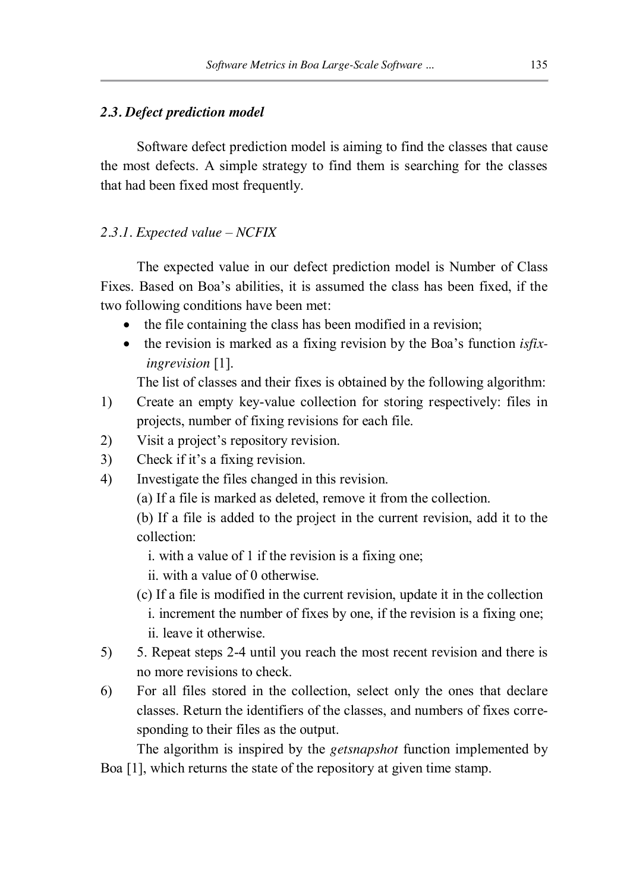### *2.3. Defect prediction model*

Software defect prediction model is aiming to find the classes that cause the most defects. A simple strategy to find them is searching for the classes that had been fixed most frequently.

#### *2.3.1. Expected value – NCFIX*

The expected value in our defect prediction model is Number of Class Fixes. Based on Boa's abilities, it is assumed the class has been fixed, if the two following conditions have been met:

- the file containing the class has been modified in a revision;
- the revision is marked as a fixing revision by the Boa's function *isfixingrevision* [1].

The list of classes and their fixes is obtained by the following algorithm:

1) Create an empty key-value collection for storing respectively: files in projects, number of fixing revisions for each file.
2) Visit a project's repository revision.
3) Check if it's a fixing revision.
4) Investigate the files changed in this revision.

   (a) If a file is marked as deleted, remove it from the collection.

   (b) If a file is added to the project in the current revision, add it to the collection:

      i. with a value of 1 if the revision is a fixing one;

      ii. with a value of 0 otherwise.

   (c) If a file is modified in the current revision, update it in the collection

      i. increment the number of fixes by one, if the revision is a fixing one;

      ii. leave it otherwise.

5) 5. Repeat steps 2-4 until you reach the most recent revision and there is no more revisions to check.
6) For all files stored in the collection, select only the ones that declare classes. Return the identifiers of the classes, and numbers of fixes corresponding to their files as the output.

The algorithm is inspired by the *getsnapshot* function implemented by Boa [1], which returns the state of the repository at given time stamp.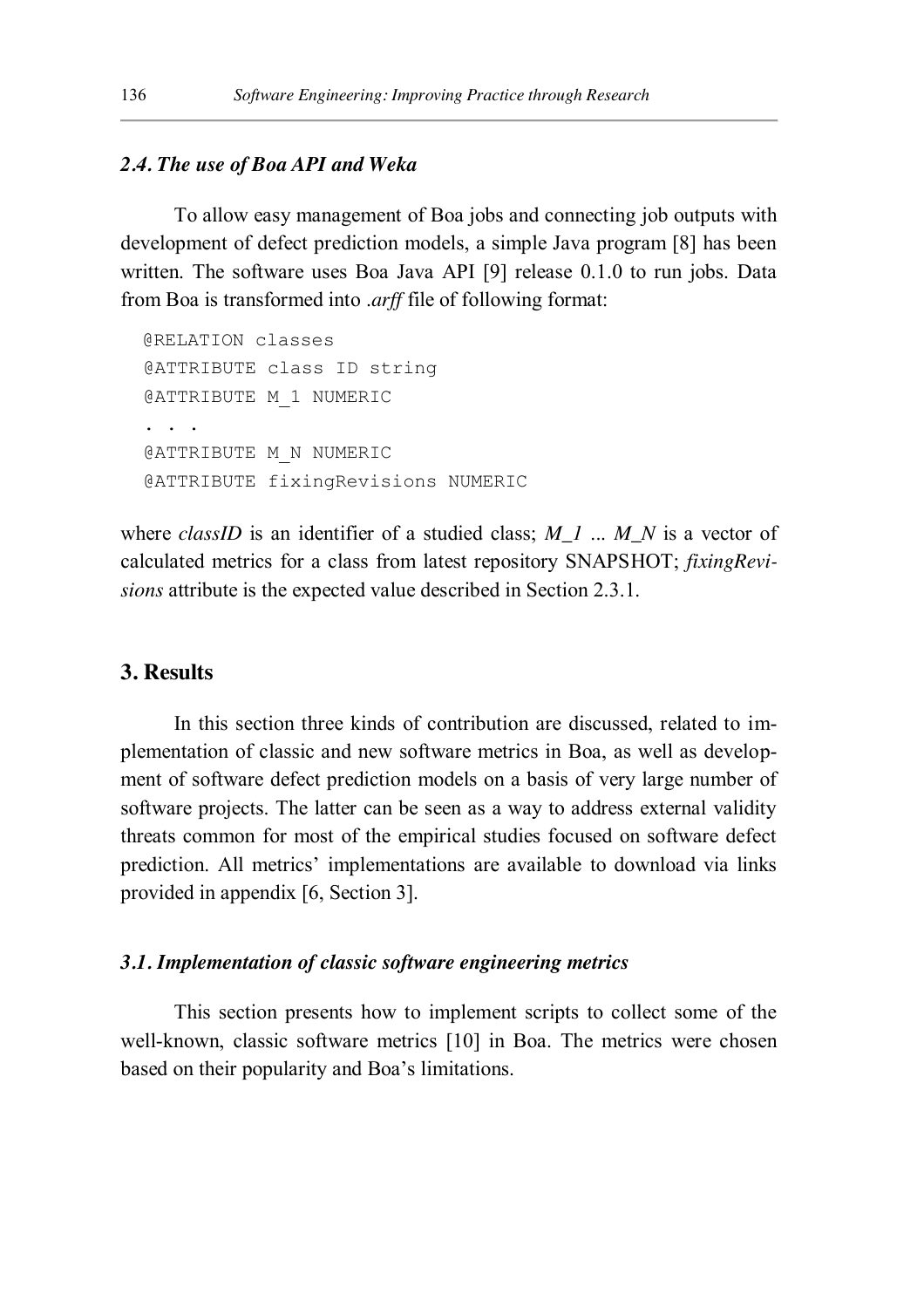### *2.4. The use of Boa API and Weka*

To allow easy management of Boa jobs and connecting job outputs with development of defect prediction models, a simple Java program [8] has been written. The software uses Boa Java API [9] release 0.1.0 to run jobs. Data from Boa is transformed into *.arff* file of following format:

```
@RELATION classes
@ATTRIBUTE class ID string
@ATTRIBUTE M_1 NUMERIC
. . .
@ATTRIBUTE M_N NUMERIC
@ATTRIBUTE fixingRevisions NUMERIC
```

where *classID* is an identifier of a studied class; *M_1 … M_N* is a vector of calculated metrics for a class from latest repository SNAPSHOT; *fixingRevisions* attribute is the expected value described in Section 2.3.1.

## 3. Results

In this section three kinds of contribution are discussed, related to implementation of classic and new software metrics in Boa, as well as development of software defect prediction models on a basis of very large number of software projects. The latter can be seen as a way to address external validity threats common for most of the empirical studies focused on software defect prediction. All metrics' implementations are available to download via links provided in appendix [6, Section 3].

### *3.1. Implementation of classic software engineering metrics*

This section presents how to implement scripts to collect some of the well-known, classic software metrics [10] in Boa. The metrics were chosen based on their popularity and Boa's limitations.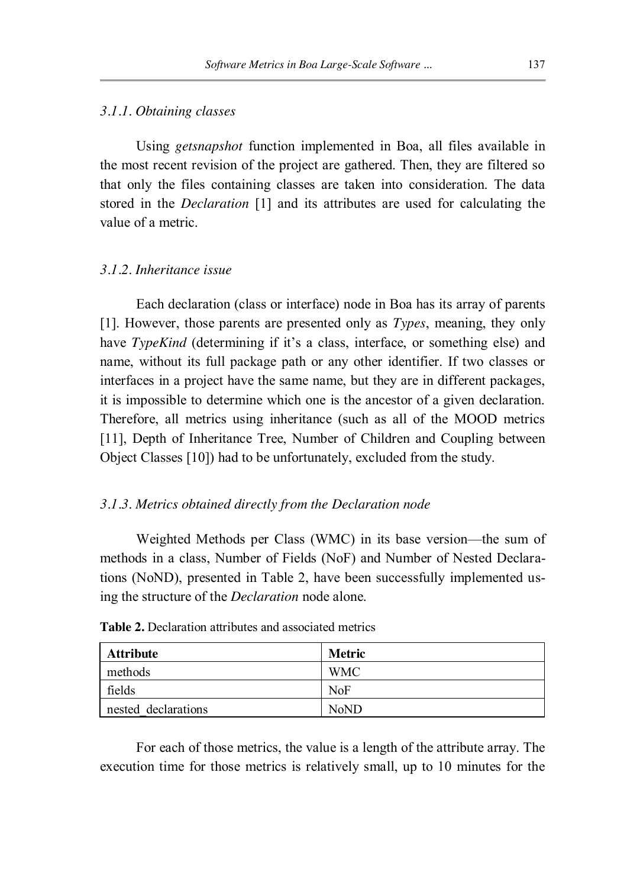### 3.1.1. Obtaining classes

Using *getsnapshot* function implemented in Boa, all files available in the most recent revision of the project are gathered. Then, they are filtered so that only the files containing classes are taken into consideration. The data stored in the *Declaration* [1] and its attributes are used for calculating the value of a metric.

### 3.1.2. Inheritance issue

Each declaration (class or interface) node in Boa has its array of parents [1]. However, those parents are presented only as *Types*, meaning, they only have *TypeKind* (determining if it's a class, interface, or something else) and name, without its full package path or any other identifier. If two classes or interfaces in a project have the same name, but they are in different packages, it is impossible to determine which one is the ancestor of a given declaration. Therefore, all metrics using inheritance (such as all of the MOOD metrics [11], Depth of Inheritance Tree, Number of Children and Coupling between Object Classes [10]) had to be unfortunately, excluded from the study.

### 3.1.3. Metrics obtained directly from the Declaration node

Weighted Methods per Class (WMC) in its base version—the sum of methods in a class, Number of Fields (NoF) and Number of Nested Declarations (NoND), presented in Table 2, have been successfully implemented using the structure of the *Declaration* node alone.

**Table 2.** Declaration attributes and associated metrics

| Attribute | Metric |
|---|---|
| methods | WMC |
| fields | NoF |
| nested_declarations | NoND |

For each of those metrics, the value is a length of the attribute array. The execution time for those metrics is relatively small, up to 10 minutes for the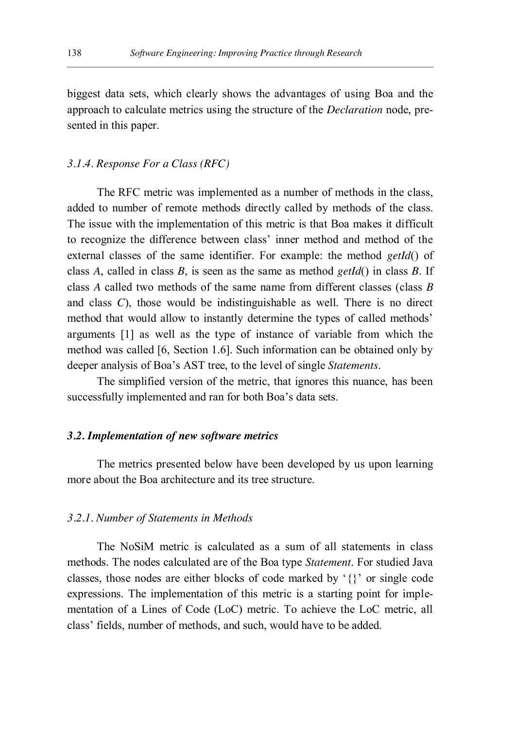biggest data sets, which clearly shows the advantages of using Boa and the approach to calculate metrics using the structure of the *Declaration* node, presented in this paper.

#### *3.1.4. Response For a Class (RFC)*

The RFC metric was implemented as a number of methods in the class, added to number of remote methods directly called by methods of the class. The issue with the implementation of this metric is that Boa makes it difficult to recognize the difference between class' inner method and method of the external classes of the same identifier. For example: the method *getId*() of class *A*, called in class *B*, is seen as the same as method *getId*() in class *B*. If class *A* called two methods of the same name from different classes (class *B* and class *C*), those would be indistinguishable as well. There is no direct method that would allow to instantly determine the types of called methods' arguments [1] as well as the type of instance of variable from which the method was called [6, Section 1.6]. Such information can be obtained only by deeper analysis of Boa's AST tree, to the level of single *Statements*.

The simplified version of the metric, that ignores this nuance, has been successfully implemented and ran for both Boa's data sets.

### *3.2. Implementation of new software metrics*

The metrics presented below have been developed by us upon learning more about the Boa architecture and its tree structure.

#### *3.2.1. Number of Statements in Methods*

The NoSiM metric is calculated as a sum of all statements in class methods. The nodes calculated are of the Boa type *Statement*. For studied Java classes, those nodes are either blocks of code marked by '{}' or single code expressions. The implementation of this metric is a starting point for implementation of a Lines of Code (LoC) metric. To achieve the LoC metric, all class' fields, number of methods, and such, would have to be added.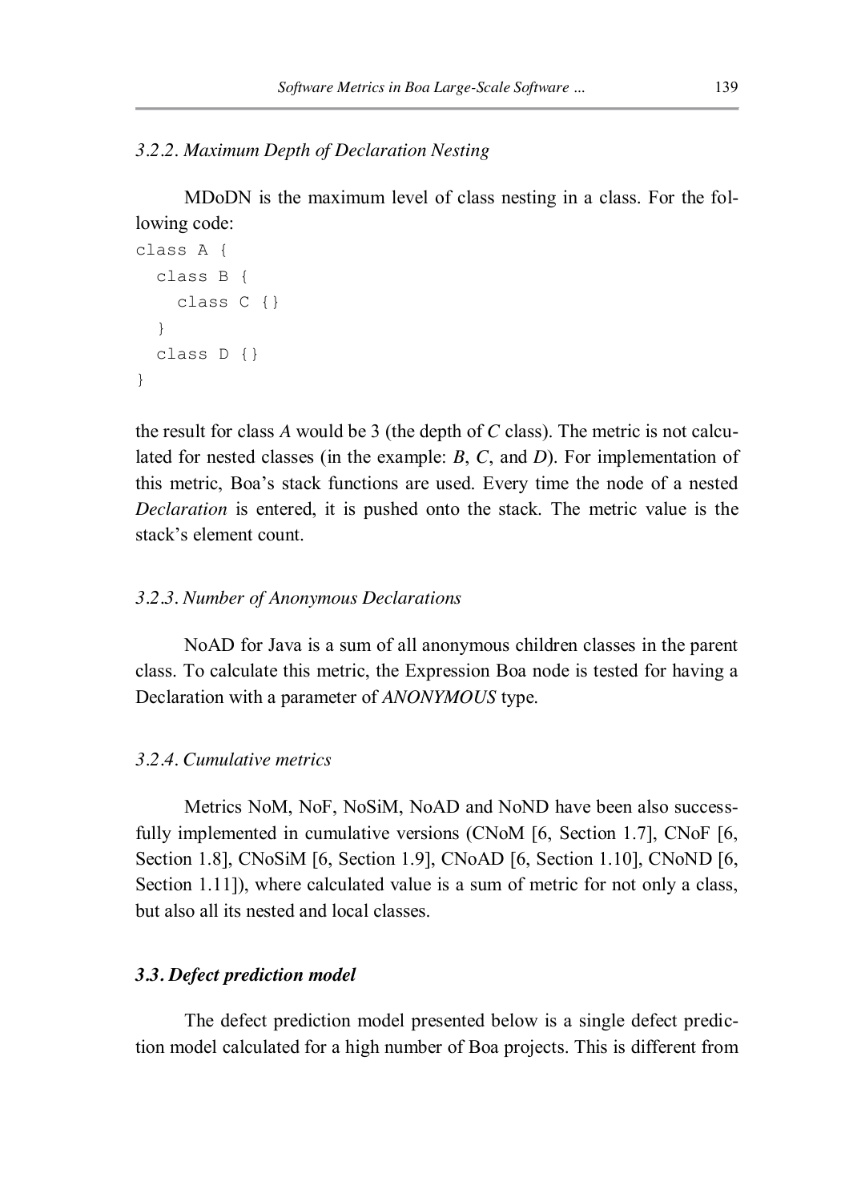#### *3.2.2. Maximum Depth of Declaration Nesting*

MDoDN is the maximum level of class nesting in a class. For the following code:

```
class A {
  class B {
    class C {}
  }
  class D {}
}
```

the result for class *A* would be 3 (the depth of *C* class). The metric is not calculated for nested classes (in the example: *B*, *C*, and *D*). For implementation of this metric, Boa's stack functions are used. Every time the node of a nested *Declaration* is entered, it is pushed onto the stack. The metric value is the stack's element count.

#### *3.2.3. Number of Anonymous Declarations*

NoAD for Java is a sum of all anonymous children classes in the parent class. To calculate this metric, the Expression Boa node is tested for having a Declaration with a parameter of *ANONYMOUS* type.

#### *3.2.4. Cumulative metrics*

Metrics NoM, NoF, NoSiM, NoAD and NoND have been also successfully implemented in cumulative versions (CNoM [6, Section 1.7], CNoF [6, Section 1.8], CNoSiM [6, Section 1.9], CNoAD [6, Section 1.10], CNoND [6, Section 1.11]), where calculated value is a sum of metric for not only a class, but also all its nested and local classes.

### ***3.3. Defect prediction model***

The defect prediction model presented below is a single defect prediction model calculated for a high number of Boa projects. This is different from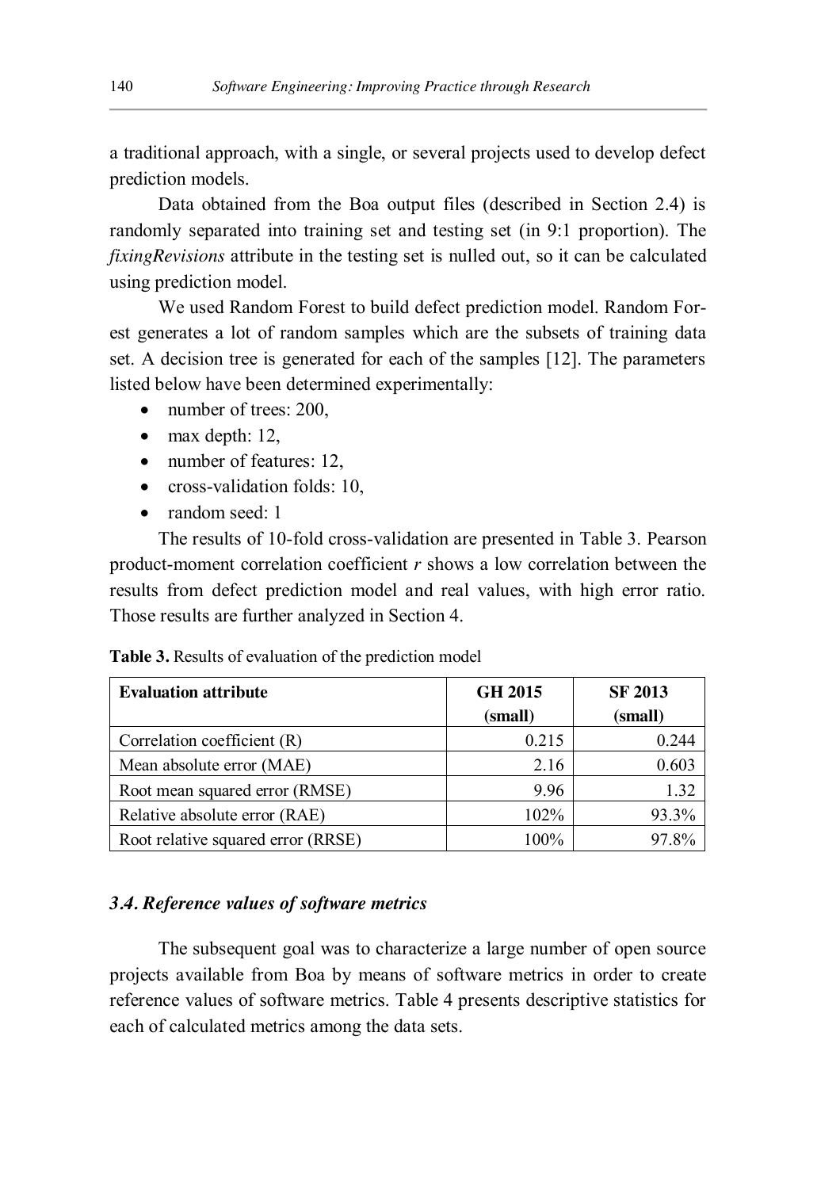a traditional approach, with a single, or several projects used to develop defect prediction models.

Data obtained from the Boa output files (described in Section 2.4) is randomly separated into training set and testing set (in 9:1 proportion). The *fixingRevisions* attribute in the testing set is nulled out, so it can be calculated using prediction model.

We used Random Forest to build defect prediction model. Random Forest generates a lot of random samples which are the subsets of training data set. A decision tree is generated for each of the samples [12]. The parameters listed below have been determined experimentally:

- number of trees: 200,
- max depth: 12,
- number of features: 12,
- cross-validation folds: 10,
- random seed: 1

The results of 10-fold cross-validation are presented in Table 3. Pearson product-moment correlation coefficient *r* shows a low correlation between the results from defect prediction model and real values, with high error ratio. Those results are further analyzed in Section 4.

**Table 3.** Results of evaluation of the prediction model

| Evaluation attribute | GH 2015 (small) | SF 2013 (small) |
|---|---|---|
| Correlation coefficient (R) | 0.215 | 0.244 |
| Mean absolute error (MAE) | 2.16 | 0.603 |
| Root mean squared error (RMSE) | 9.96 | 1.32 |
| Relative absolute error (RAE) | 102% | 93.3% |
| Root relative squared error (RRSE) | 100% | 97.8% |

### *3.4. Reference values of software metrics*

The subsequent goal was to characterize a large number of open source projects available from Boa by means of software metrics in order to create reference values of software metrics. Table 4 presents descriptive statistics for each of calculated metrics among the data sets.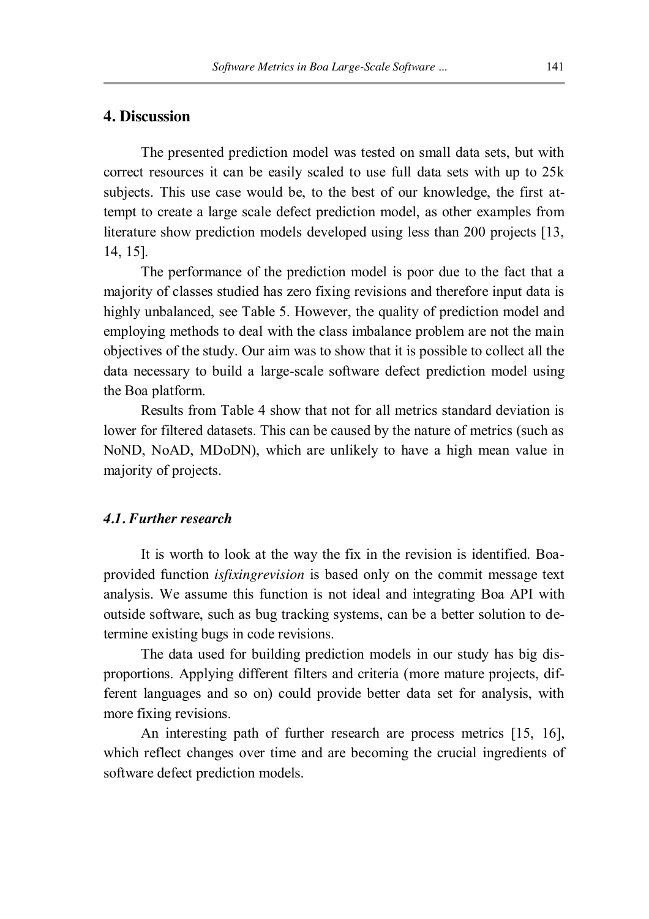## 4. Discussion

The presented prediction model was tested on small data sets, but with correct resources it can be easily scaled to use full data sets with up to 25k subjects. This use case would be, to the best of our knowledge, the first attempt to create a large scale defect prediction model, as other examples from literature show prediction models developed using less than 200 projects [13, 14, 15].

The performance of the prediction model is poor due to the fact that a majority of classes studied has zero fixing revisions and therefore input data is highly unbalanced, see Table 5. However, the quality of prediction model and employing methods to deal with the class imbalance problem are not the main objectives of the study. Our aim was to show that it is possible to collect all the data necessary to build a large-scale software defect prediction model using the Boa platform.

Results from Table 4 show that not for all metrics standard deviation is lower for filtered datasets. This can be caused by the nature of metrics (such as NoND, NoAD, MDoDN), which are unlikely to have a high mean value in majority of projects.

### *4.1. Further research*

It is worth to look at the way the fix in the revision is identified. Boa-provided function *isfixingrevision* is based only on the commit message text analysis. We assume this function is not ideal and integrating Boa API with outside software, such as bug tracking systems, can be a better solution to determine existing bugs in code revisions.

The data used for building prediction models in our study has big disproportions. Applying different filters and criteria (more mature projects, different languages and so on) could provide better data set for analysis, with more fixing revisions.

An interesting path of further research are process metrics [15, 16], which reflect changes over time and are becoming the crucial ingredients of software defect prediction models.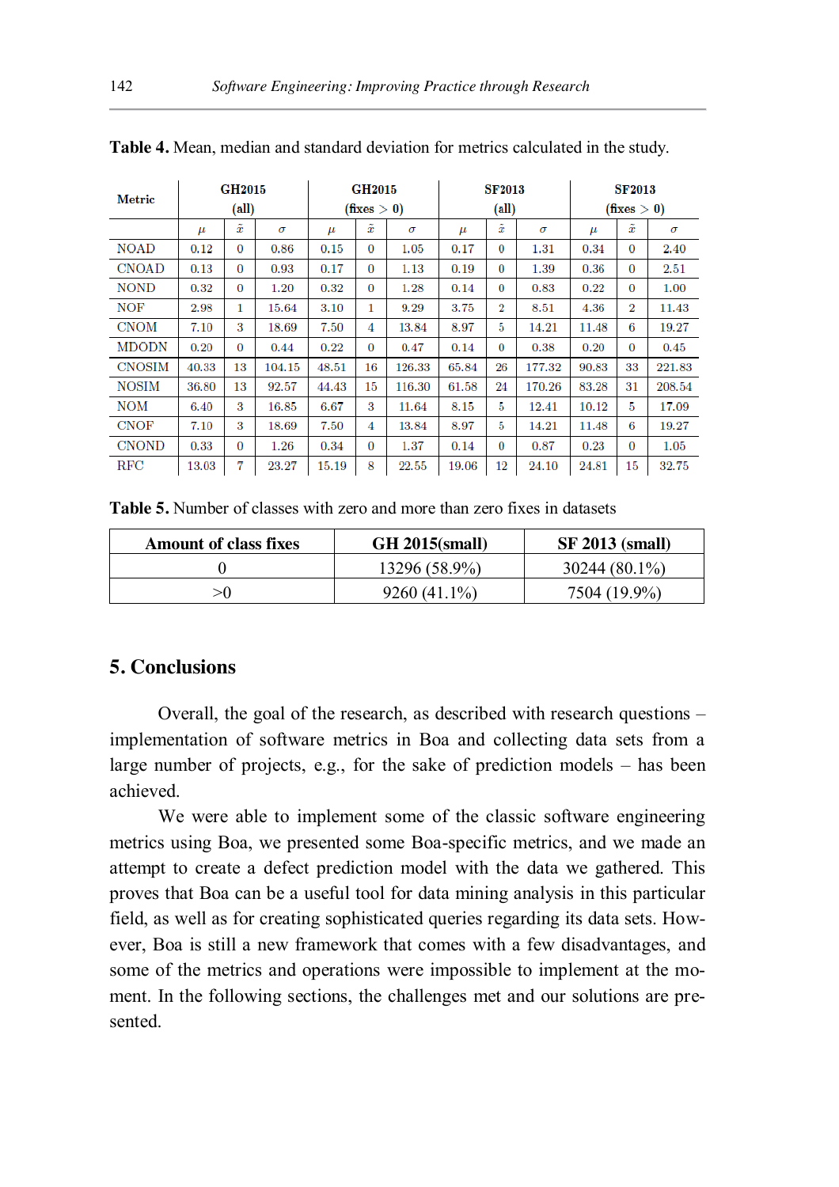**Table 4.** Mean, median and standard deviation for metrics calculated in the study.

| Metric | GH2015 (all) | | | GH2015 (fixes > 0) | | | SF2013 (all) | | | SF2013 (fixes > 0) | | |
|---|---|---|---|---|---|---|---|---|---|---|---|---|
| | $\mu$ | $\tilde{x}$ | $\sigma$ | $\mu$ | $\tilde{x}$ | $\sigma$ | $\mu$ | $\tilde{x}$ | $\sigma$ | $\mu$ | $\tilde{x}$ | $\sigma$ |
| NOAD | 0.12 | 0 | 0.86 | 0.15 | 0 | 1.05 | 0.17 | 0 | 1.31 | 0.34 | 0 | 2.40 |
| CNOAD | 0.13 | 0 | 0.93 | 0.17 | 0 | 1.13 | 0.19 | 0 | 1.39 | 0.36 | 0 | 2.51 |
| NOND | 0.32 | 0 | 1.20 | 0.32 | 0 | 1.28 | 0.14 | 0 | 0.83 | 0.22 | 0 | 1.00 |
| NOF | 2.98 | 1 | 15.64 | 3.10 | 1 | 9.29 | 3.75 | 2 | 8.51 | 4.36 | 2 | 11.43 |
| CNOM | 7.10 | 3 | 18.69 | 7.50 | 4 | 13.84 | 8.97 | 5 | 14.21 | 11.48 | 6 | 19.27 |
| MDODN | 0.20 | 0 | 0.44 | 0.22 | 0 | 0.47 | 0.14 | 0 | 0.38 | 0.20 | 0 | 0.45 |
| CNOSIM | 40.33 | 13 | 104.15 | 48.51 | 16 | 126.33 | 65.84 | 26 | 177.32 | 90.83 | 33 | 221.83 |
| NOSIM | 36.80 | 13 | 92.57 | 44.43 | 15 | 116.30 | 61.58 | 24 | 170.26 | 83.28 | 31 | 208.54 |
| NOM | 6.40 | 3 | 16.85 | 6.67 | 3 | 11.64 | 8.15 | 5 | 12.41 | 10.12 | 5 | 17.09 |
| CNOF | 7.10 | 3 | 18.69 | 7.50 | 4 | 13.84 | 8.97 | 5 | 14.21 | 11.48 | 6 | 19.27 |
| CNOND | 0.33 | 0 | 1.26 | 0.34 | 0 | 1.37 | 0.14 | 0 | 0.87 | 0.23 | 0 | 1.05 |
| RFC | 13.03 | 7 | 23.27 | 15.19 | 8 | 22.55 | 19.06 | 12 | 24.10 | 24.81 | 15 | 32.75 |

**Table 5.** Number of classes with zero and more than zero fixes in datasets

| Amount of class fixes | GH 2015(small) | SF 2013 (small) |
|---|---|---|
| 0 | 13296 (58.9%) | 30244 (80.1%) |
| >0 | 9260 (41.1%) | 7504 (19.9%) |

## 5. Conclusions

Overall, the goal of the research, as described with research questions – implementation of software metrics in Boa and collecting data sets from a large number of projects, e.g., for the sake of prediction models – has been achieved.

We were able to implement some of the classic software engineering metrics using Boa, we presented some Boa-specific metrics, and we made an attempt to create a defect prediction model with the data we gathered. This proves that Boa can be a useful tool for data mining analysis in this particular field, as well as for creating sophisticated queries regarding its data sets. However, Boa is still a new framework that comes with a few disadvantages, and some of the metrics and operations were impossible to implement at the moment. In the following sections, the challenges met and our solutions are presented.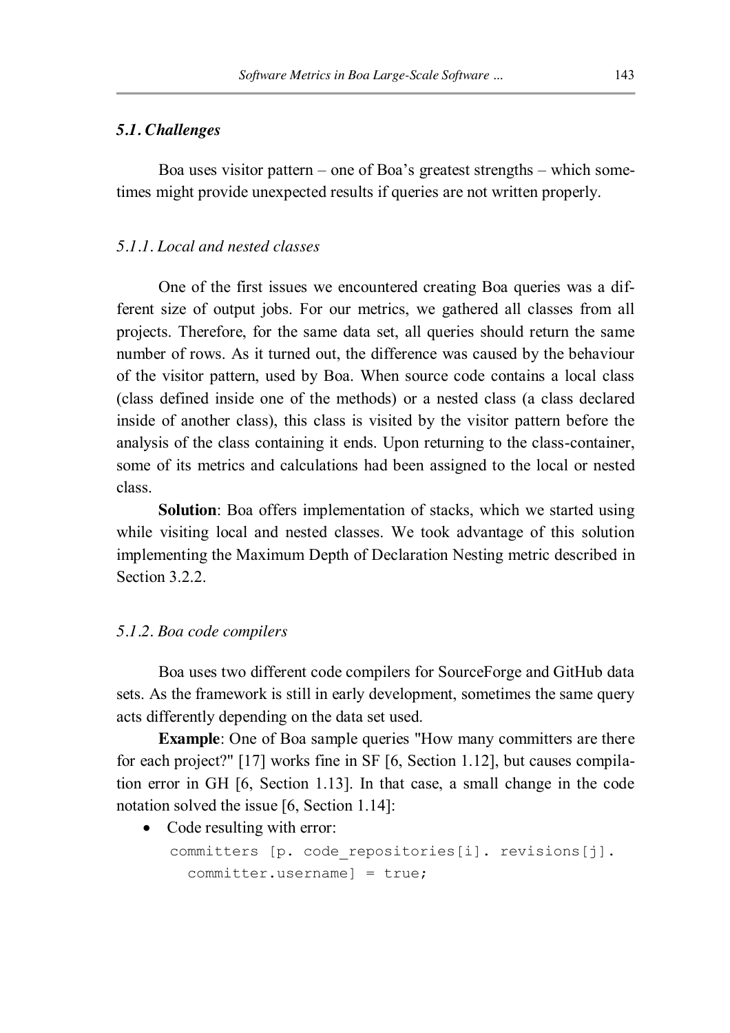### *5.1. Challenges*

Boa uses visitor pattern – one of Boa's greatest strengths – which sometimes might provide unexpected results if queries are not written properly.

#### *5.1.1. Local and nested classes*

One of the first issues we encountered creating Boa queries was a different size of output jobs. For our metrics, we gathered all classes from all projects. Therefore, for the same data set, all queries should return the same number of rows. As it turned out, the difference was caused by the behaviour of the visitor pattern, used by Boa. When source code contains a local class (class defined inside one of the methods) or a nested class (a class declared inside of another class), this class is visited by the visitor pattern before the analysis of the class containing it ends. Upon returning to the class-container, some of its metrics and calculations had been assigned to the local or nested class.

**Solution**: Boa offers implementation of stacks, which we started using while visiting local and nested classes. We took advantage of this solution implementing the Maximum Depth of Declaration Nesting metric described in Section 3.2.2.

#### *5.1.2. Boa code compilers*

Boa uses two different code compilers for SourceForge and GitHub data sets. As the framework is still in early development, sometimes the same query acts differently depending on the data set used.

**Example**: One of Boa sample queries "How many committers are there for each project?" [17] works fine in SF [6, Section 1.12], but causes compilation error in GH [6, Section 1.13]. In that case, a small change in the code notation solved the issue [6, Section 1.14]:

- Code resulting with error:

```
committers [p. code_repositories[i]. revisions[j].
  committer.username] = true;
```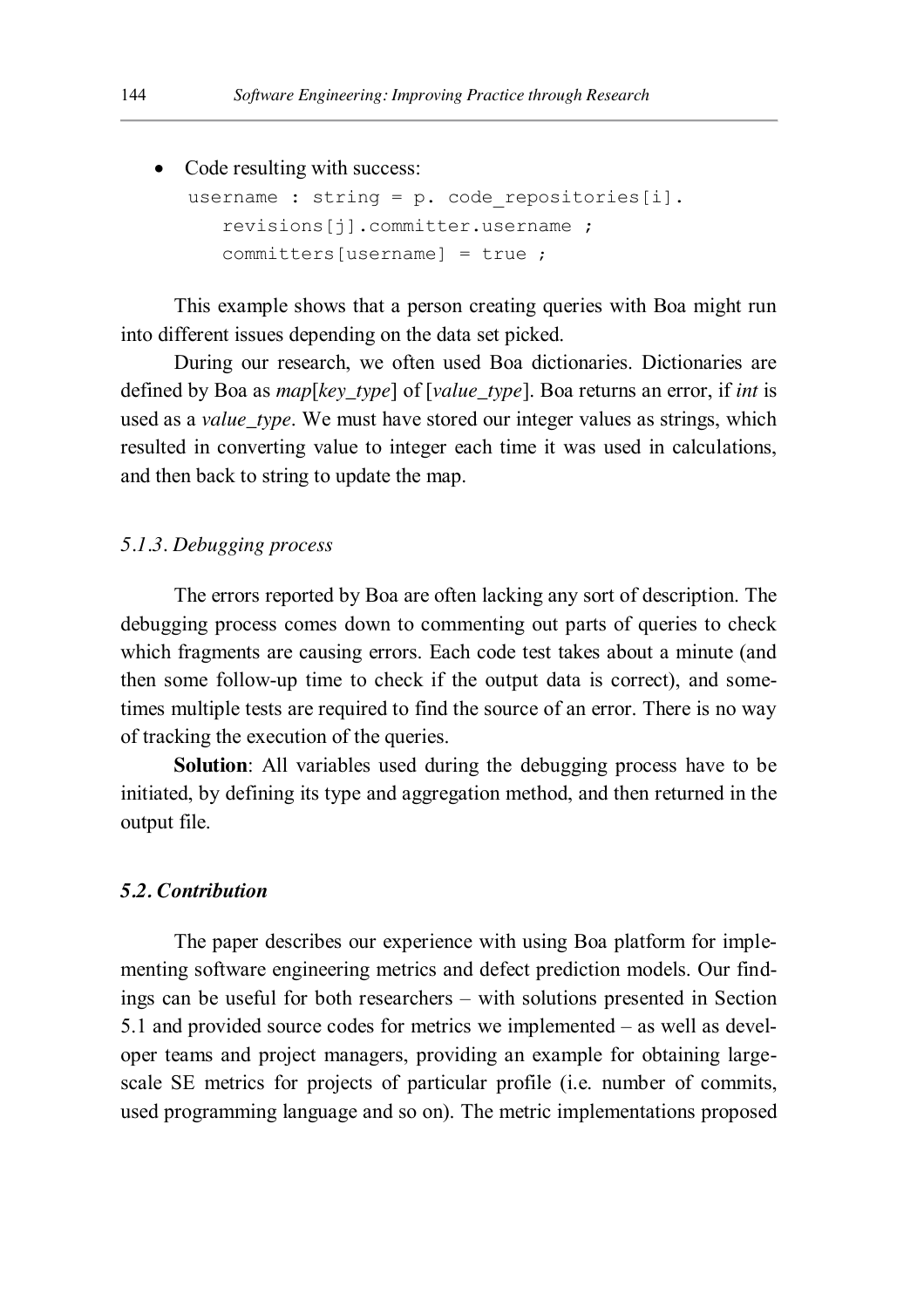- Code resulting with success:

```
username : string = p. code_repositories[i].
   revisions[j].committer.username ;
   committers[username] = true ;
```

This example shows that a person creating queries with Boa might run into different issues depending on the data set picked.

During our research, we often used Boa dictionaries. Dictionaries are defined by Boa as *map*[*key_type*] of [*value_type*]. Boa returns an error, if *int* is used as a *value_type*. We must have stored our integer values as strings, which resulted in converting value to integer each time it was used in calculations, and then back to string to update the map.

### *5.1.3. Debugging process*

The errors reported by Boa are often lacking any sort of description. The debugging process comes down to commenting out parts of queries to check which fragments are causing errors. Each code test takes about a minute (and then some follow-up time to check if the output data is correct), and sometimes multiple tests are required to find the source of an error. There is no way of tracking the execution of the queries.

**Solution**: All variables used during the debugging process have to be initiated, by defining its type and aggregation method, and then returned in the output file.

## *5.2. Contribution*

The paper describes our experience with using Boa platform for implementing software engineering metrics and defect prediction models. Our findings can be useful for both researchers – with solutions presented in Section 5.1 and provided source codes for metrics we implemented – as well as developer teams and project managers, providing an example for obtaining large-scale SE metrics for projects of particular profile (i.e. number of commits, used programming language and so on). The metric implementations proposed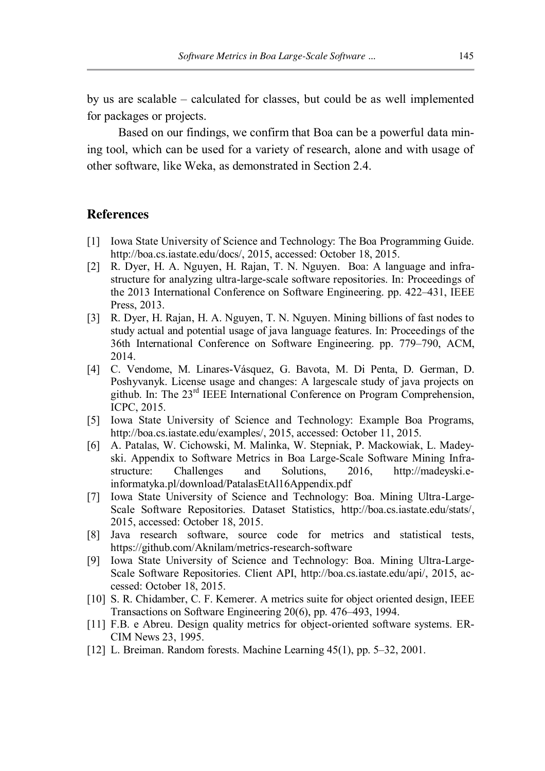by us are scalable – calculated for classes, but could be as well implemented for packages or projects.

Based on our findings, we confirm that Boa can be a powerful data mining tool, which can be used for a variety of research, alone and with usage of other software, like Weka, as demonstrated in Section 2.4.

## References

[1] Iowa State University of Science and Technology: The Boa Programming Guide. http://boa.cs.iastate.edu/docs/, 2015, accessed: October 18, 2015.

[2] R. Dyer, H. A. Nguyen, H. Rajan, T. N. Nguyen. Boa: A language and infrastructure for analyzing ultra-large-scale software repositories. In: Proceedings of the 2013 International Conference on Software Engineering. pp. 422–431, IEEE Press, 2013.

[3] R. Dyer, H. Rajan, H. A. Nguyen, T. N. Nguyen. Mining billions of fast nodes to study actual and potential usage of java language features. In: Proceedings of the 36th International Conference on Software Engineering. pp. 779–790, ACM, 2014.

[4] C. Vendome, M. Linares-Vásquez, G. Bavota, M. Di Penta, D. German, D. Poshyvanyk. License usage and changes: A largescale study of java projects on github. In: The 23rd IEEE International Conference on Program Comprehension, ICPC, 2015.

[5] Iowa State University of Science and Technology: Example Boa Programs, http://boa.cs.iastate.edu/examples/, 2015, accessed: October 11, 2015.

[6] A. Patalas, W. Cichowski, M. Malinka, W. Stepniak, P. Mackowiak, L. Madeyski. Appendix to Software Metrics in Boa Large-Scale Software Mining Infrastructure: Challenges and Solutions, 2016, http://madeyski.e-informatyka.pl/download/PatalasEtAl16Appendix.pdf

[7] Iowa State University of Science and Technology: Boa. Mining Ultra-Large-Scale Software Repositories. Dataset Statistics, http://boa.cs.iastate.edu/stats/, 2015, accessed: October 18, 2015.

[8] Java research software, source code for metrics and statistical tests, https://github.com/Aknilam/metrics-research-software

[9] Iowa State University of Science and Technology: Boa. Mining Ultra-Large-Scale Software Repositories. Client API, http://boa.cs.iastate.edu/api/, 2015, accessed: October 18, 2015.

[10] S. R. Chidamber, C. F. Kemerer. A metrics suite for object oriented design, IEEE Transactions on Software Engineering 20(6), pp. 476–493, 1994.

[11] F.B. e Abreu. Design quality metrics for object-oriented software systems. ERCIM News 23, 1995.

[12] L. Breiman. Random forests. Machine Learning 45(1), pp. 5–32, 2001.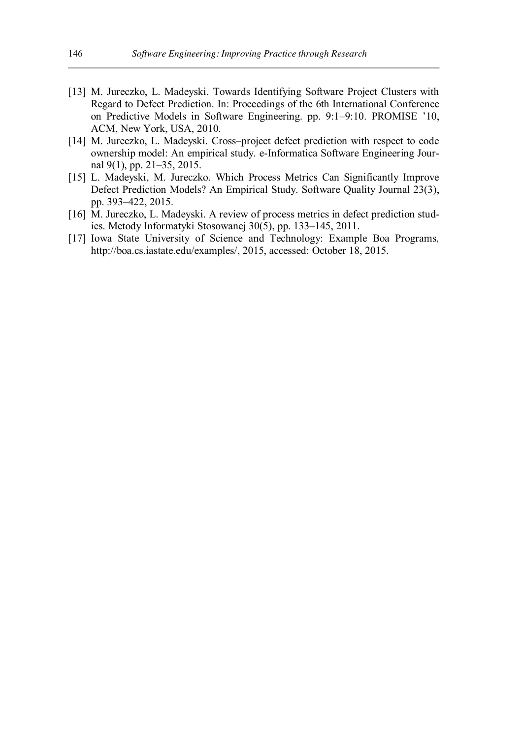[13] M. Jureczko, L. Madeyski. Towards Identifying Software Project Clusters with Regard to Defect Prediction. In: Proceedings of the 6th International Conference on Predictive Models in Software Engineering. pp. 9:1–9:10. PROMISE '10, ACM, New York, USA, 2010.

[14] M. Jureczko, L. Madeyski. Cross–project defect prediction with respect to code ownership model: An empirical study. e-Informatica Software Engineering Journal 9(1), pp. 21–35, 2015.

[15] L. Madeyski, M. Jureczko. Which Process Metrics Can Significantly Improve Defect Prediction Models? An Empirical Study. Software Quality Journal 23(3), pp. 393–422, 2015.

[16] M. Jureczko, L. Madeyski. A review of process metrics in defect prediction studies. Metody Informatyki Stosowanej 30(5), pp. 133–145, 2011.

[17] Iowa State University of Science and Technology: Example Boa Programs, http://boa.cs.iastate.edu/examples/, 2015, accessed: October 18, 2015.